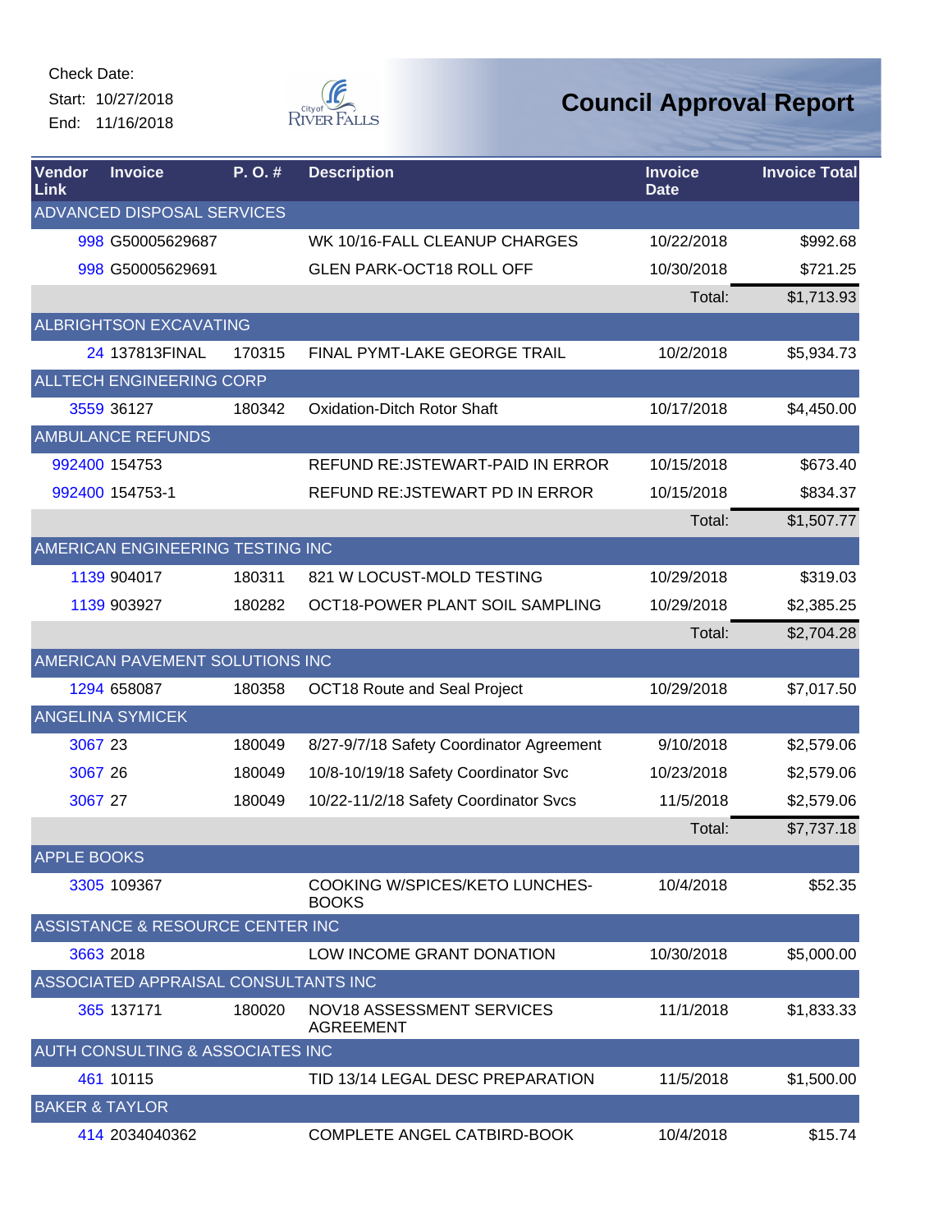Check Date:
Start: 10/27/2018
End: 11/16/2018

# Council Approval Report

| Vendor Link | Invoice | P. O. # | Description | Invoice Date | Invoice Total |
|---|---|---|---|---|---|
| ADVANCED DISPOSAL SERVICES | | | | | |
| 998 | G50005629687 | | WK 10/16-FALL CLEANUP CHARGES | 10/22/2018 | $992.68 |
| 998 | G50005629691 | | GLEN PARK-OCT18 ROLL OFF | 10/30/2018 | $721.25 |
| | | | | Total: | $1,713.93 |
| ALBRIGHTSON EXCAVATING | | | | | |
| 24 | 137813FINAL | 170315 | FINAL PYMT-LAKE GEORGE TRAIL | 10/2/2018 | $5,934.73 |
| ALLTECH ENGINEERING CORP | | | | | |
| 3559 | 36127 | 180342 | Oxidation-Ditch Rotor Shaft | 10/17/2018 | $4,450.00 |
| AMBULANCE REFUNDS | | | | | |
| 992400 | 154753 | | REFUND RE:JSTEWART-PAID IN ERROR | 10/15/2018 | $673.40 |
| 992400 | 154753-1 | | REFUND RE:JSTEWART PD IN ERROR | 10/15/2018 | $834.37 |
| | | | | Total: | $1,507.77 |
| AMERICAN ENGINEERING TESTING INC | | | | | |
| 1139 | 904017 | 180311 | 821 W LOCUST-MOLD TESTING | 10/29/2018 | $319.03 |
| 1139 | 903927 | 180282 | OCT18-POWER PLANT SOIL SAMPLING | 10/29/2018 | $2,385.25 |
| | | | | Total: | $2,704.28 |
| AMERICAN PAVEMENT SOLUTIONS INC | | | | | |
| 1294 | 658087 | 180358 | OCT18 Route and Seal Project | 10/29/2018 | $7,017.50 |
| ANGELINA SYMICEK | | | | | |
| 3067 | 23 | 180049 | 8/27-9/7/18 Safety Coordinator Agreement | 9/10/2018 | $2,579.06 |
| 3067 | 26 | 180049 | 10/8-10/19/18 Safety Coordinator Svc | 10/23/2018 | $2,579.06 |
| 3067 | 27 | 180049 | 10/22-11/2/18 Safety Coordinator Svcs | 11/5/2018 | $2,579.06 |
| | | | | Total: | $7,737.18 |
| APPLE BOOKS | | | | | |
| 3305 | 109367 | | COOKING W/SPICES/KETO LUNCHES-BOOKS | 10/4/2018 | $52.35 |
| ASSISTANCE & RESOURCE CENTER INC | | | | | |
| 3663 | 2018 | | LOW INCOME GRANT DONATION | 10/30/2018 | $5,000.00 |
| ASSOCIATED APPRAISAL CONSULTANTS INC | | | | | |
| 365 | 137171 | 180020 | NOV18 ASSESSMENT SERVICES AGREEMENT | 11/1/2018 | $1,833.33 |
| AUTH CONSULTING & ASSOCIATES INC | | | | | |
| 461 | 10115 | | TID 13/14 LEGAL DESC PREPARATION | 11/5/2018 | $1,500.00 |
| BAKER & TAYLOR | | | | | |
| 414 | 2034040362 | | COMPLETE ANGEL CATBIRD-BOOK | 10/4/2018 | $15.74 |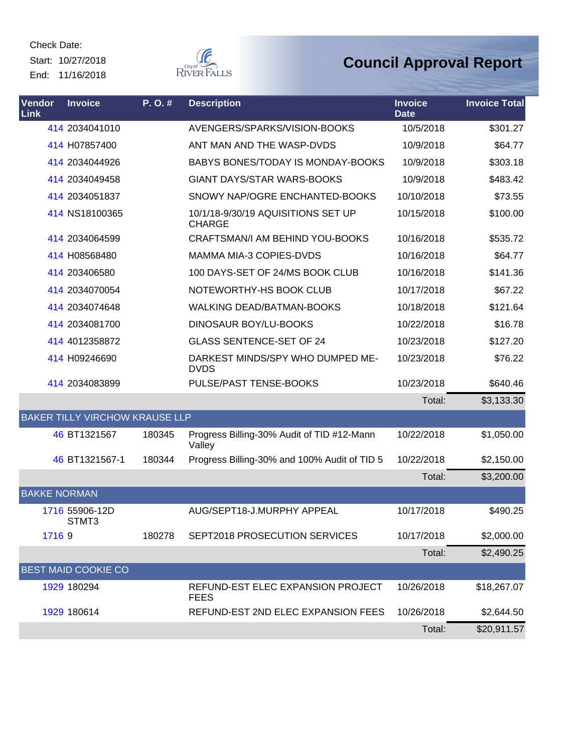Check Date:

Start: 10/27/2018

End: 11/16/2018

# Council Approval Report

| Vendor Link | Invoice | P. O. # | Description | Invoice Date | Invoice Total |
|---|---|---|---|---|---|
| 414 | 2034041010 | | AVENGERS/SPARKS/VISION-BOOKS | 10/5/2018 | $301.27 |
| 414 | H07857400 | | ANT MAN AND THE WASP-DVDS | 10/9/2018 | $64.77 |
| 414 | 2034044926 | | BABYS BONES/TODAY IS MONDAY-BOOKS | 10/9/2018 | $303.18 |
| 414 | 2034049458 | | GIANT DAYS/STAR WARS-BOOKS | 10/9/2018 | $483.42 |
| 414 | 2034051837 | | SNOWY NAP/OGRE ENCHANTED-BOOKS | 10/10/2018 | $73.55 |
| 414 | NS18100365 | | 10/1/18-9/30/19 AQUISITIONS SET UP CHARGE | 10/15/2018 | $100.00 |
| 414 | 2034064599 | | CRAFTSMAN/I AM BEHIND YOU-BOOKS | 10/16/2018 | $535.72 |
| 414 | H08568480 | | MAMMA MIA-3 COPIES-DVDS | 10/16/2018 | $64.77 |
| 414 | 203406580 | | 100 DAYS-SET OF 24/MS BOOK CLUB | 10/16/2018 | $141.36 |
| 414 | 2034070054 | | NOTEWORTHY-HS BOOK CLUB | 10/17/2018 | $67.22 |
| 414 | 2034074648 | | WALKING DEAD/BATMAN-BOOKS | 10/18/2018 | $121.64 |
| 414 | 2034081700 | | DINOSAUR BOY/LU-BOOKS | 10/22/2018 | $16.78 |
| 414 | 4012358872 | | GLASS SENTENCE-SET OF 24 | 10/23/2018 | $127.20 |
| 414 | H09246690 | | DARKEST MINDS/SPY WHO DUMPED ME-DVDS | 10/23/2018 | $76.22 |
| 414 | 2034083899 | | PULSE/PAST TENSE-BOOKS | 10/23/2018 | $640.46 |
| | | | | Total: | $3,133.30 |
| **BAKER TILLY VIRCHOW KRAUSE LLP** | | | | | |
| 46 | BT1321567 | 180345 | Progress Billing-30% Audit of TID #12-Mann Valley | 10/22/2018 | $1,050.00 |
| 46 | BT1321567-1 | 180344 | Progress Billing-30% and 100% Audit of TID 5 | 10/22/2018 | $2,150.00 |
| | | | | Total: | $3,200.00 |
| **BAKKE NORMAN** | | | | | |
| 1716 | 55906-12D STMT3 | | AUG/SEPT18-J.MURPHY APPEAL | 10/17/2018 | $490.25 |
| 1716 | 9 | 180278 | SEPT2018 PROSECUTION SERVICES | 10/17/2018 | $2,000.00 |
| | | | | Total: | $2,490.25 |
| **BEST MAID COOKIE CO** | | | | | |
| 1929 | 180294 | | REFUND-EST ELEC EXPANSION PROJECT FEES | 10/26/2018 | $18,267.07 |
| 1929 | 180614 | | REFUND-EST 2ND ELEC EXPANSION FEES | 10/26/2018 | $2,644.50 |
| | | | | Total: | $20,911.57 |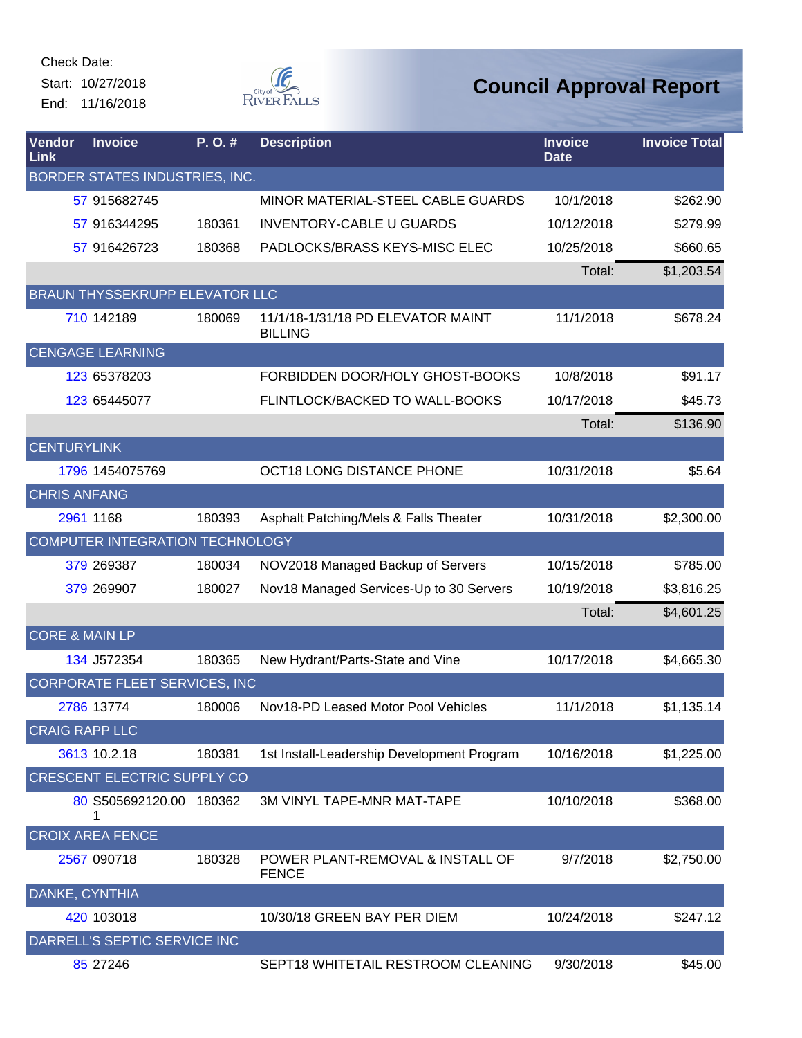Check Date:
Start: 10/27/2018
End: 11/16/2018

# Council Approval Report

| Vendor Link | Invoice | P. O. # | Description | Invoice Date | Invoice Total |
|---|---|---|---|---|---|
| BORDER STATES INDUSTRIES, INC. | | | | | |
| 57 | 915682745 | | MINOR MATERIAL-STEEL CABLE GUARDS | 10/1/2018 | $262.90 |
| 57 | 916344295 | 180361 | INVENTORY-CABLE U GUARDS | 10/12/2018 | $279.99 |
| 57 | 916426723 | 180368 | PADLOCKS/BRASS KEYS-MISC ELEC | 10/25/2018 | $660.65 |
| | | | | Total: | $1,203.54 |
| BRAUN THYSSEKRUPP ELEVATOR LLC | | | | | |
| 710 | 142189 | 180069 | 11/1/18-1/31/18 PD ELEVATOR MAINT BILLING | 11/1/2018 | $678.24 |
| CENGAGE LEARNING | | | | | |
| 123 | 65378203 | | FORBIDDEN DOOR/HOLY GHOST-BOOKS | 10/8/2018 | $91.17 |
| 123 | 65445077 | | FLINTLOCK/BACKED TO WALL-BOOKS | 10/17/2018 | $45.73 |
| | | | | Total: | $136.90 |
| CENTURYLINK | | | | | |
| 1796 | 1454075769 | | OCT18 LONG DISTANCE PHONE | 10/31/2018 | $5.64 |
| CHRIS ANFANG | | | | | |
| 2961 | 1168 | 180393 | Asphalt Patching/Mels & Falls Theater | 10/31/2018 | $2,300.00 |
| COMPUTER INTEGRATION TECHNOLOGY | | | | | |
| 379 | 269387 | 180034 | NOV2018 Managed Backup of Servers | 10/15/2018 | $785.00 |
| 379 | 269907 | 180027 | Nov18 Managed Services-Up to 30 Servers | 10/19/2018 | $3,816.25 |
| | | | | Total: | $4,601.25 |
| CORE & MAIN LP | | | | | |
| 134 | J572354 | 180365 | New Hydrant/Parts-State and Vine | 10/17/2018 | $4,665.30 |
| CORPORATE FLEET SERVICES, INC | | | | | |
| 2786 | 13774 | 180006 | Nov18-PD Leased Motor Pool Vehicles | 11/1/2018 | $1,135.14 |
| CRAIG RAPP LLC | | | | | |
| 3613 | 10.2.18 | 180381 | 1st Install-Leadership Development Program | 10/16/2018 | $1,225.00 |
| CRESCENT ELECTRIC SUPPLY CO | | | | | |
| 80 | S505692120.001 | 180362 | 3M VINYL TAPE-MNR MAT-TAPE | 10/10/2018 | $368.00 |
| CROIX AREA FENCE | | | | | |
| 2567 | 090718 | 180328 | POWER PLANT-REMOVAL & INSTALL OF FENCE | 9/7/2018 | $2,750.00 |
| DANKE, CYNTHIA | | | | | |
| 420 | 103018 | | 10/30/18 GREEN BAY PER DIEM | 10/24/2018 | $247.12 |
| DARRELL'S SEPTIC SERVICE INC | | | | | |
| 85 | 27246 | | SEPT18 WHITETAIL RESTROOM CLEANING | 9/30/2018 | $45.00 |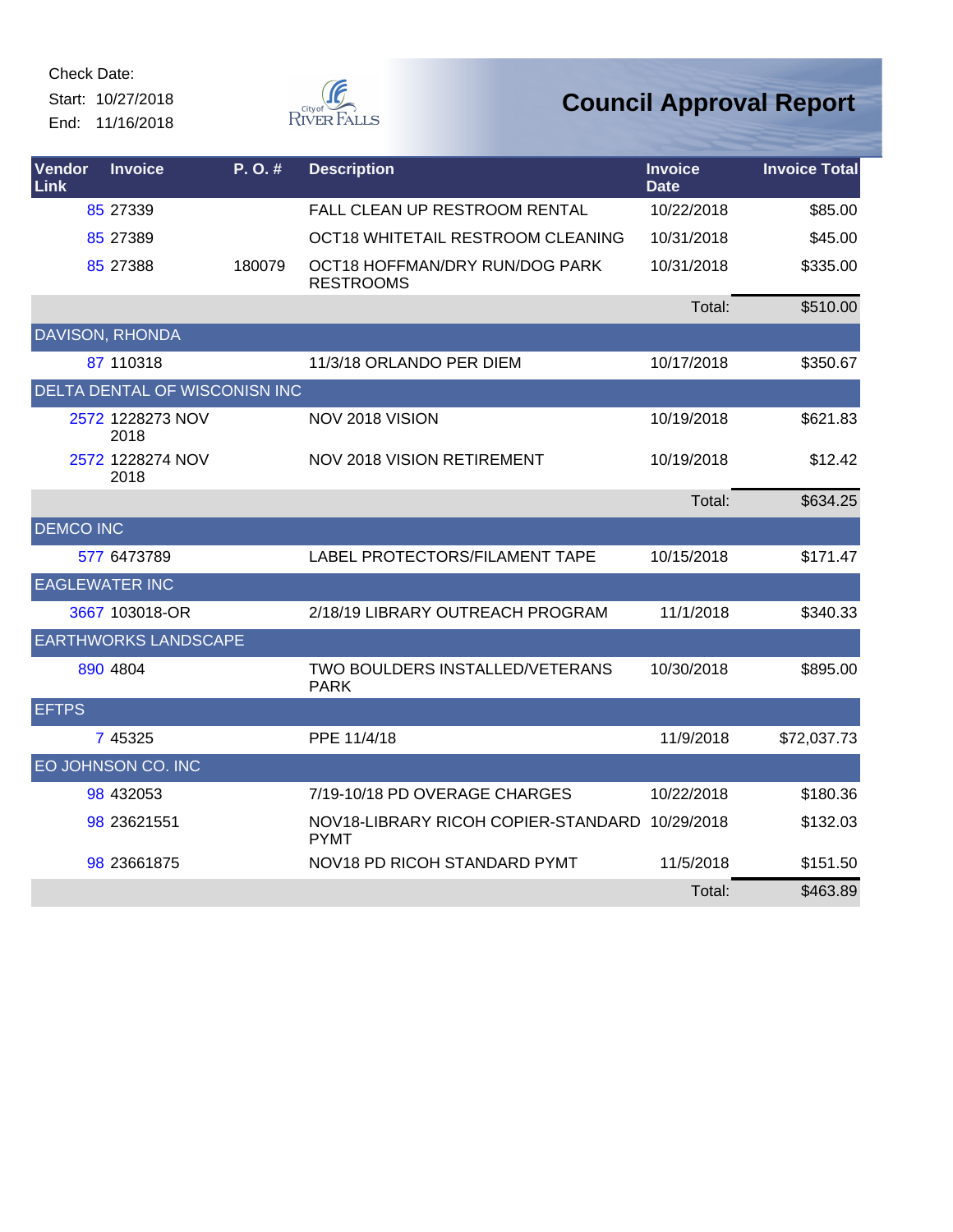Check Date:

Start: 10/27/2018

End: 11/16/2018

# Council Approval Report

| Vendor Link | Invoice | P. O. # | Description | Invoice Date | Invoice Total |
|---|---|---|---|---|---|
| 85 | 27339 | | FALL CLEAN UP RESTROOM RENTAL | 10/22/2018 | $85.00 |
| 85 | 27389 | | OCT18 WHITETAIL RESTROOM CLEANING | 10/31/2018 | $45.00 |
| 85 | 27388 | 180079 | OCT18 HOFFMAN/DRY RUN/DOG PARK RESTROOMS | 10/31/2018 | $335.00 |
| | | | | Total: | $510.00 |
| DAVISON, RHONDA | | | | | |
| 87 | 110318 | | 11/3/18 ORLANDO PER DIEM | 10/17/2018 | $350.67 |
| DELTA DENTAL OF WISCONISN INC | | | | | |
| 2572 | 1228273 NOV 2018 | | NOV 2018 VISION | 10/19/2018 | $621.83 |
| 2572 | 1228274 NOV 2018 | | NOV 2018 VISION RETIREMENT | 10/19/2018 | $12.42 |
| | | | | Total: | $634.25 |
| DEMCO INC | | | | | |
| 577 | 6473789 | | LABEL PROTECTORS/FILAMENT TAPE | 10/15/2018 | $171.47 |
| EAGLEWATER INC | | | | | |
| 3667 | 103018-OR | | 2/18/19 LIBRARY OUTREACH PROGRAM | 11/1/2018 | $340.33 |
| EARTHWORKS LANDSCAPE | | | | | |
| 890 | 4804 | | TWO BOULDERS INSTALLED/VETERANS PARK | 10/30/2018 | $895.00 |
| EFTPS | | | | | |
| 7 | 45325 | | PPE 11/4/18 | 11/9/2018 | $72,037.73 |
| EO JOHNSON CO. INC | | | | | |
| 98 | 432053 | | 7/19-10/18 PD OVERAGE CHARGES | 10/22/2018 | $180.36 |
| 98 | 23621551 | | NOV18-LIBRARY RICOH COPIER-STANDARD PYMT | 10/29/2018 | $132.03 |
| 98 | 23661875 | | NOV18 PD RICOH STANDARD PYMT | 11/5/2018 | $151.50 |
| | | | | Total: | $463.89 |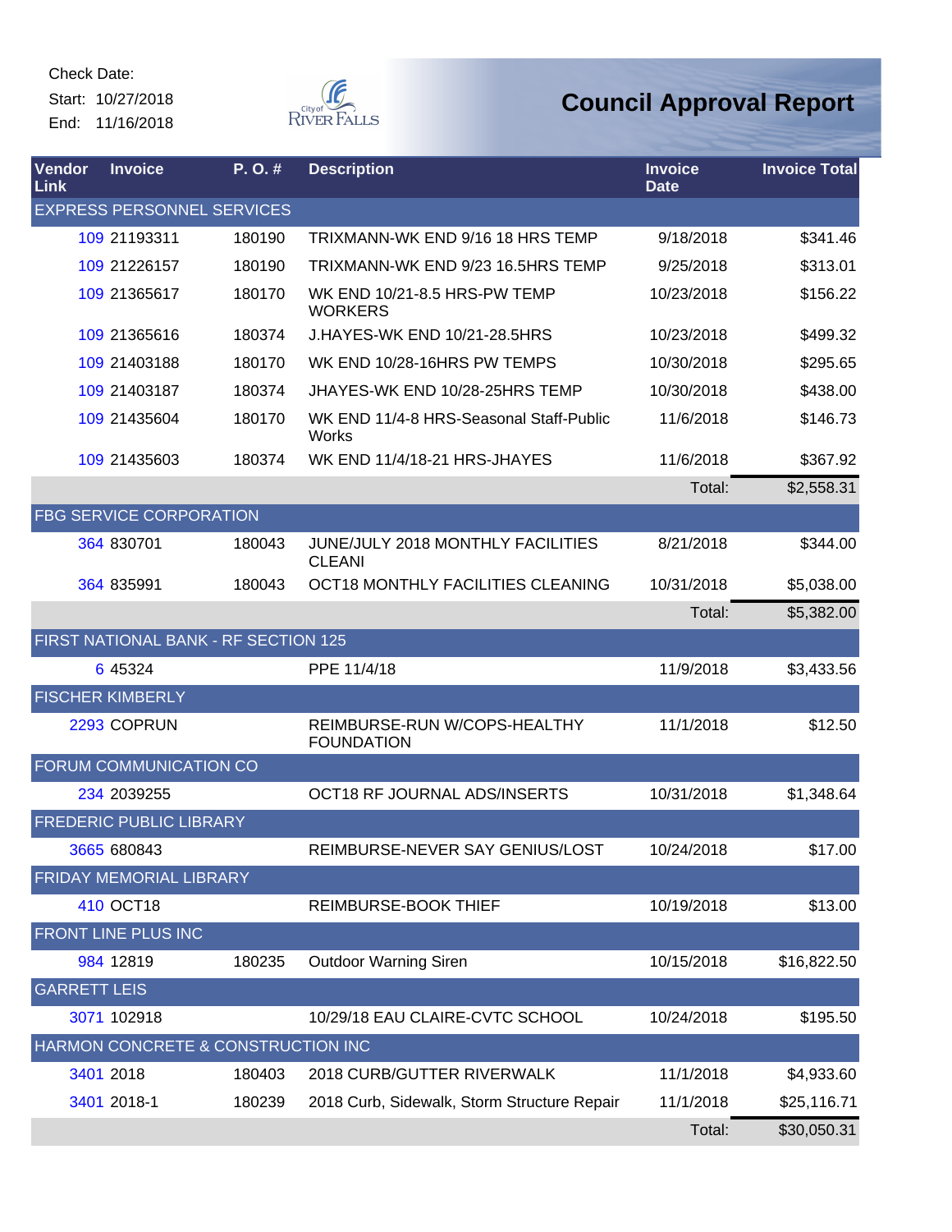Check Date:
Start: 10/27/2018
End: 11/16/2018

# Council Approval Report

| Vendor Link | Invoice | P. O. # | Description | Invoice Date | Invoice Total |
|---|---|---|---|---|---|
| EXPRESS PERSONNEL SERVICES | | | | | |
| 109 | 21193311 | 180190 | TRIXMANN-WK END 9/16 18 HRS TEMP | 9/18/2018 | $341.46 |
| 109 | 21226157 | 180190 | TRIXMANN-WK END 9/23 16.5HRS TEMP | 9/25/2018 | $313.01 |
| 109 | 21365617 | 180170 | WK END 10/21-8.5 HRS-PW TEMP WORKERS | 10/23/2018 | $156.22 |
| 109 | 21365616 | 180374 | J.HAYES-WK END 10/21-28.5HRS | 10/23/2018 | $499.32 |
| 109 | 21403188 | 180170 | WK END 10/28-16HRS PW TEMPS | 10/30/2018 | $295.65 |
| 109 | 21403187 | 180374 | JHAYES-WK END 10/28-25HRS TEMP | 10/30/2018 | $438.00 |
| 109 | 21435604 | 180170 | WK END 11/4-8 HRS-Seasonal Staff-Public Works | 11/6/2018 | $146.73 |
| 109 | 21435603 | 180374 | WK END 11/4/18-21 HRS-JHAYES | 11/6/2018 | $367.92 |
| | | | | Total: | $2,558.31 |
| FBG SERVICE CORPORATION | | | | | |
| 364 | 830701 | 180043 | JUNE/JULY 2018 MONTHLY FACILITIES CLEANI | 8/21/2018 | $344.00 |
| 364 | 835991 | 180043 | OCT18 MONTHLY FACILITIES CLEANING | 10/31/2018 | $5,038.00 |
| | | | | Total: | $5,382.00 |
| FIRST NATIONAL BANK - RF SECTION 125 | | | | | |
| 6 | 45324 | | PPE 11/4/18 | 11/9/2018 | $3,433.56 |
| FISCHER KIMBERLY | | | | | |
| 2293 | COPRUN | | REIMBURSE-RUN W/COPS-HEALTHY FOUNDATION | 11/1/2018 | $12.50 |
| FORUM COMMUNICATION CO | | | | | |
| 234 | 2039255 | | OCT18 RF JOURNAL ADS/INSERTS | 10/31/2018 | $1,348.64 |
| FREDERIC PUBLIC LIBRARY | | | | | |
| 3665 | 680843 | | REIMBURSE-NEVER SAY GENIUS/LOST | 10/24/2018 | $17.00 |
| FRIDAY MEMORIAL LIBRARY | | | | | |
| 410 | OCT18 | | REIMBURSE-BOOK THIEF | 10/19/2018 | $13.00 |
| FRONT LINE PLUS INC | | | | | |
| 984 | 12819 | 180235 | Outdoor Warning Siren | 10/15/2018 | $16,822.50 |
| GARRETT LEIS | | | | | |
| 3071 | 102918 | | 10/29/18 EAU CLAIRE-CVTC SCHOOL | 10/24/2018 | $195.50 |
| HARMON CONCRETE & CONSTRUCTION INC | | | | | |
| 3401 | 2018 | 180403 | 2018 CURB/GUTTER RIVERWALK | 11/1/2018 | $4,933.60 |
| 3401 | 2018-1 | 180239 | 2018 Curb, Sidewalk, Storm Structure Repair | 11/1/2018 | $25,116.71 |
| | | | | Total: | $30,050.31 |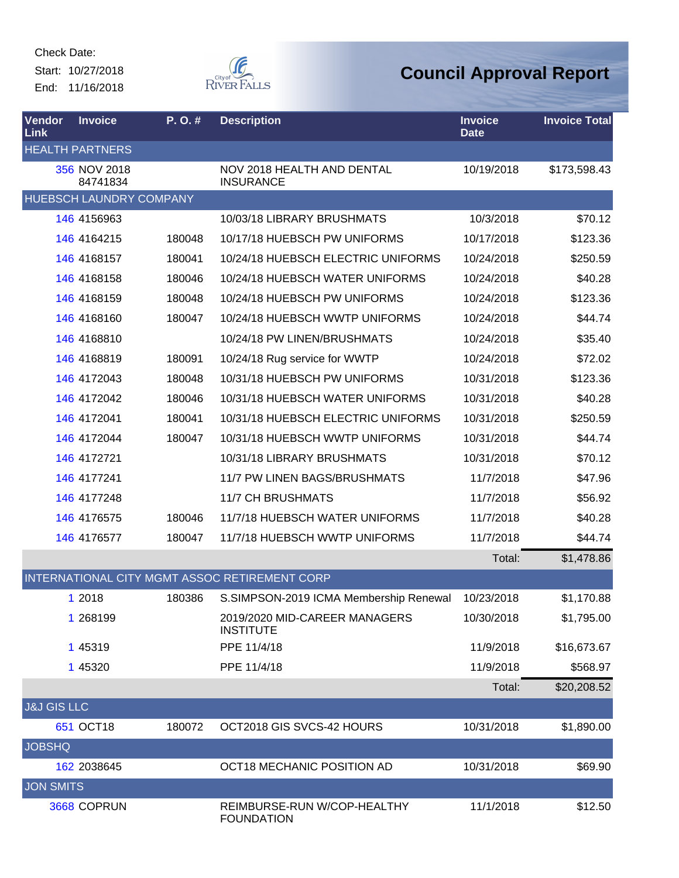Check Date:

Start: 10/27/2018

End: 11/16/2018

# Council Approval Report

| Vendor Link | Invoice | P. O. # | Description | Invoice Date | Invoice Total |
|---|---|---|---|---|---|
| HEALTH PARTNERS | | | | | |
| 356 | NOV 2018 84741834 | | NOV 2018 HEALTH AND DENTAL INSURANCE | 10/19/2018 | $173,598.43 |
| HUEBSCH LAUNDRY COMPANY | | | | | |
| 146 | 4156963 | | 10/03/18 LIBRARY BRUSHMATS | 10/3/2018 | $70.12 |
| 146 | 4164215 | 180048 | 10/17/18 HUEBSCH PW UNIFORMS | 10/17/2018 | $123.36 |
| 146 | 4168157 | 180041 | 10/24/18 HUEBSCH ELECTRIC UNIFORMS | 10/24/2018 | $250.59 |
| 146 | 4168158 | 180046 | 10/24/18 HUEBSCH WATER UNIFORMS | 10/24/2018 | $40.28 |
| 146 | 4168159 | 180048 | 10/24/18 HUEBSCH PW UNIFORMS | 10/24/2018 | $123.36 |
| 146 | 4168160 | 180047 | 10/24/18 HUEBSCH WWTP UNIFORMS | 10/24/2018 | $44.74 |
| 146 | 4168810 | | 10/24/18 PW LINEN/BRUSHMATS | 10/24/2018 | $35.40 |
| 146 | 4168819 | 180091 | 10/24/18 Rug service for WWTP | 10/24/2018 | $72.02 |
| 146 | 4172043 | 180048 | 10/31/18 HUEBSCH PW UNIFORMS | 10/31/2018 | $123.36 |
| 146 | 4172042 | 180046 | 10/31/18 HUEBSCH WATER UNIFORMS | 10/31/2018 | $40.28 |
| 146 | 4172041 | 180041 | 10/31/18 HUEBSCH ELECTRIC UNIFORMS | 10/31/2018 | $250.59 |
| 146 | 4172044 | 180047 | 10/31/18 HUEBSCH WWTP UNIFORMS | 10/31/2018 | $44.74 |
| 146 | 4172721 | | 10/31/18 LIBRARY BRUSHMATS | 10/31/2018 | $70.12 |
| 146 | 4177241 | | 11/7 PW LINEN BAGS/BRUSHMATS | 11/7/2018 | $47.96 |
| 146 | 4177248 | | 11/7 CH BRUSHMATS | 11/7/2018 | $56.92 |
| 146 | 4176575 | 180046 | 11/7/18 HUEBSCH WATER UNIFORMS | 11/7/2018 | $40.28 |
| 146 | 4176577 | 180047 | 11/7/18 HUEBSCH WWTP UNIFORMS | 11/7/2018 | $44.74 |
| | | | | Total: | $1,478.86 |
| INTERNATIONAL CITY MGMT ASSOC RETIREMENT CORP | | | | | |
| 1 | 2018 | 180386 | S.SIMPSON-2019 ICMA Membership Renewal | 10/23/2018 | $1,170.88 |
| 1 | 268199 | | 2019/2020 MID-CAREER MANAGERS INSTITUTE | 10/30/2018 | $1,795.00 |
| 1 | 45319 | | PPE 11/4/18 | 11/9/2018 | $16,673.67 |
| 1 | 45320 | | PPE 11/4/18 | 11/9/2018 | $568.97 |
| | | | | Total: | $20,208.52 |
| J&J GIS LLC | | | | | |
| 651 | OCT18 | 180072 | OCT2018 GIS SVCS-42 HOURS | 10/31/2018 | $1,890.00 |
| JOBSHQ | | | | | |
| 162 | 2038645 | | OCT18 MECHANIC POSITION AD | 10/31/2018 | $69.90 |
| JON SMITS | | | | | |
| 3668 | COPRUN | | REIMBURSE-RUN W/COP-HEALTHY FOUNDATION | 11/1/2018 | $12.50 |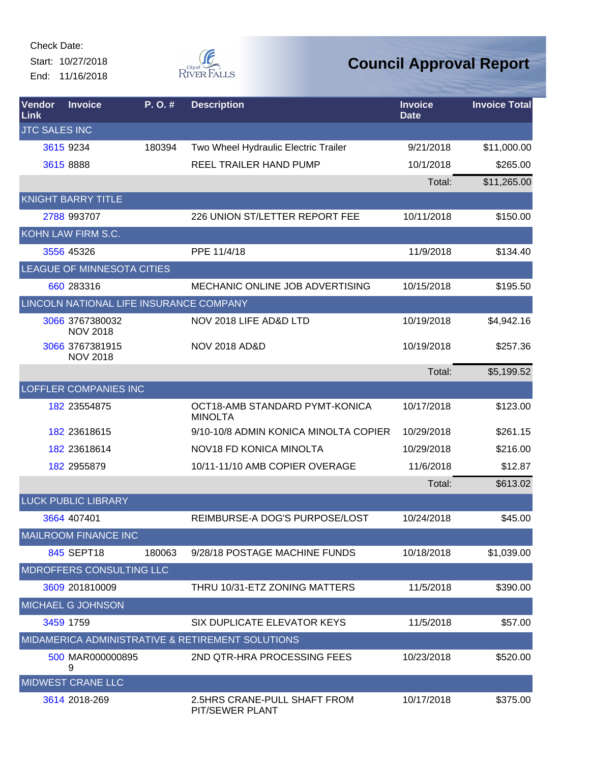Check Date:
Start: 10/27/2018
End: 11/16/2018

# Council Approval Report

| Vendor Link | Invoice | P. O. # | Description | Invoice Date | Invoice Total |
|---|---|---|---|---|---|
| JTC SALES INC | | | | | |
| 3615 | 9234 | 180394 | Two Wheel Hydraulic Electric Trailer | 9/21/2018 | $11,000.00 |
| 3615 | 8888 | | REEL TRAILER HAND PUMP | 10/1/2018 | $265.00 |
| | | | | Total: | $11,265.00 |
| KNIGHT BARRY TITLE | | | | | |
| 2788 | 993707 | | 226 UNION ST/LETTER REPORT FEE | 10/11/2018 | $150.00 |
| KOHN LAW FIRM S.C. | | | | | |
| 3556 | 45326 | | PPE 11/4/18 | 11/9/2018 | $134.40 |
| LEAGUE OF MINNESOTA CITIES | | | | | |
| 660 | 283316 | | MECHANIC ONLINE JOB ADVERTISING | 10/15/2018 | $195.50 |
| LINCOLN NATIONAL LIFE INSURANCE COMPANY | | | | | |
| 3066 | 3767380032 NOV 2018 | | NOV 2018 LIFE AD&D LTD | 10/19/2018 | $4,942.16 |
| 3066 | 3767381915 NOV 2018 | | NOV 2018 AD&D | 10/19/2018 | $257.36 |
| | | | | Total: | $5,199.52 |
| LOFFLER COMPANIES INC | | | | | |
| 182 | 23554875 | | OCT18-AMB STANDARD PYMT-KONICA MINOLTA | 10/17/2018 | $123.00 |
| 182 | 23618615 | | 9/10-10/8 ADMIN KONICA MINOLTA COPIER | 10/29/2018 | $261.15 |
| 182 | 23618614 | | NOV18 FD KONICA MINOLTA | 10/29/2018 | $216.00 |
| 182 | 2955879 | | 10/11-11/10 AMB COPIER OVERAGE | 11/6/2018 | $12.87 |
| | | | | Total: | $613.02 |
| LUCK PUBLIC LIBRARY | | | | | |
| 3664 | 407401 | | REIMBURSE-A DOG'S PURPOSE/LOST | 10/24/2018 | $45.00 |
| MAILROOM FINANCE INC | | | | | |
| 845 | SEPT18 | 180063 | 9/28/18 POSTAGE MACHINE FUNDS | 10/18/2018 | $1,039.00 |
| MDROFFERS CONSULTING LLC | | | | | |
| 3609 | 201810009 | | THRU 10/31-ETZ ZONING MATTERS | 11/5/2018 | $390.00 |
| MICHAEL G JOHNSON | | | | | |
| 3459 | 1759 | | SIX DUPLICATE ELEVATOR KEYS | 11/5/2018 | $57.00 |
| MIDAMERICA ADMINISTRATIVE & RETIREMENT SOLUTIONS | | | | | |
| 500 | MAR0000008959 | | 2ND QTR-HRA PROCESSING FEES | 10/23/2018 | $520.00 |
| MIDWEST CRANE LLC | | | | | |
| 3614 | 2018-269 | | 2.5HRS CRANE-PULL SHAFT FROM PIT/SEWER PLANT | 10/17/2018 | $375.00 |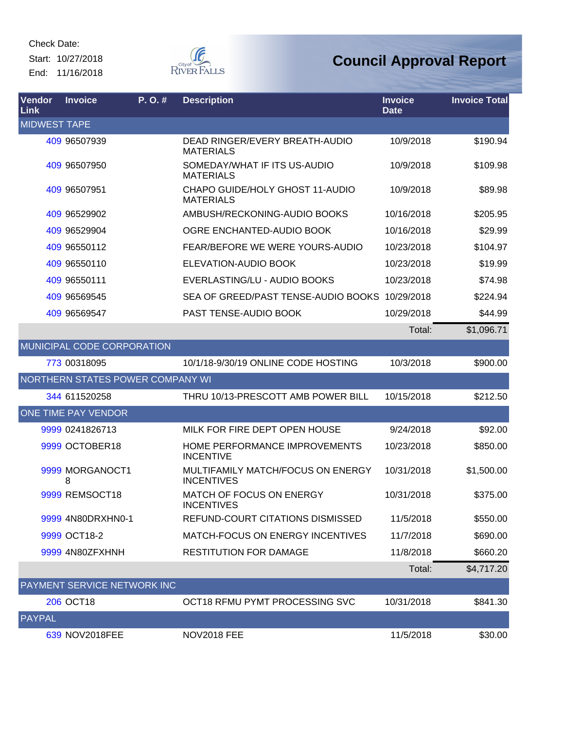Check Date:
Start: 10/27/2018
End: 11/16/2018

# Council Approval Report

| Vendor Link | Invoice | P. O. # | Description | Invoice Date | Invoice Total |
|---|---|---|---|---|---|
| **MIDWEST TAPE** | | | | | |
| 409 | 96507939 | | DEAD RINGER/EVERY BREATH-AUDIO MATERIALS | 10/9/2018 | $190.94 |
| 409 | 96507950 | | SOMEDAY/WHAT IF ITS US-AUDIO MATERIALS | 10/9/2018 | $109.98 |
| 409 | 96507951 | | CHAPO GUIDE/HOLY GHOST 11-AUDIO MATERIALS | 10/9/2018 | $89.98 |
| 409 | 96529902 | | AMBUSH/RECKONING-AUDIO BOOKS | 10/16/2018 | $205.95 |
| 409 | 96529904 | | OGRE ENCHANTED-AUDIO BOOK | 10/16/2018 | $29.99 |
| 409 | 96550112 | | FEAR/BEFORE WE WERE YOURS-AUDIO | 10/23/2018 | $104.97 |
| 409 | 96550110 | | ELEVATION-AUDIO BOOK | 10/23/2018 | $19.99 |
| 409 | 96550111 | | EVERLASTING/LU - AUDIO BOOKS | 10/23/2018 | $74.98 |
| 409 | 96569545 | | SEA OF GREED/PAST TENSE-AUDIO BOOKS | 10/29/2018 | $224.94 |
| 409 | 96569547 | | PAST TENSE-AUDIO BOOK | 10/29/2018 | $44.99 |
| | | | | Total: | $1,096.71 |
| **MUNICIPAL CODE CORPORATION** | | | | | |
| 773 | 00318095 | | 10/1/18-9/30/19 ONLINE CODE HOSTING | 10/3/2018 | $900.00 |
| **NORTHERN STATES POWER COMPANY WI** | | | | | |
| 344 | 611520258 | | THRU 10/13-PRESCOTT AMB POWER BILL | 10/15/2018 | $212.50 |
| **ONE TIME PAY VENDOR** | | | | | |
| 9999 | 0241826713 | | MILK FOR FIRE DEPT OPEN HOUSE | 9/24/2018 | $92.00 |
| 9999 | OCTOBER18 | | HOME PERFORMANCE IMPROVEMENTS INCENTIVE | 10/23/2018 | $850.00 |
| 9999 | MORGANOCT18 | | MULTIFAMILY MATCH/FOCUS ON ENERGY INCENTIVES | 10/31/2018 | $1,500.00 |
| 9999 | REMSOCT18 | | MATCH OF FOCUS ON ENERGY INCENTIVES | 10/31/2018 | $375.00 |
| 9999 | 4N80DRXHN0-1 | | REFUND-COURT CITATIONS DISMISSED | 11/5/2018 | $550.00 |
| 9999 | OCT18-2 | | MATCH-FOCUS ON ENERGY INCENTIVES | 11/7/2018 | $690.00 |
| 9999 | 4N80ZFXHNH | | RESTITUTION FOR DAMAGE | 11/8/2018 | $660.20 |
| | | | | Total: | $4,717.20 |
| **PAYMENT SERVICE NETWORK INC** | | | | | |
| 206 | OCT18 | | OCT18 RFMU PYMT PROCESSING SVC | 10/31/2018 | $841.30 |
| **PAYPAL** | | | | | |
| 639 | NOV2018FEE | | NOV2018 FEE | 11/5/2018 | $30.00 |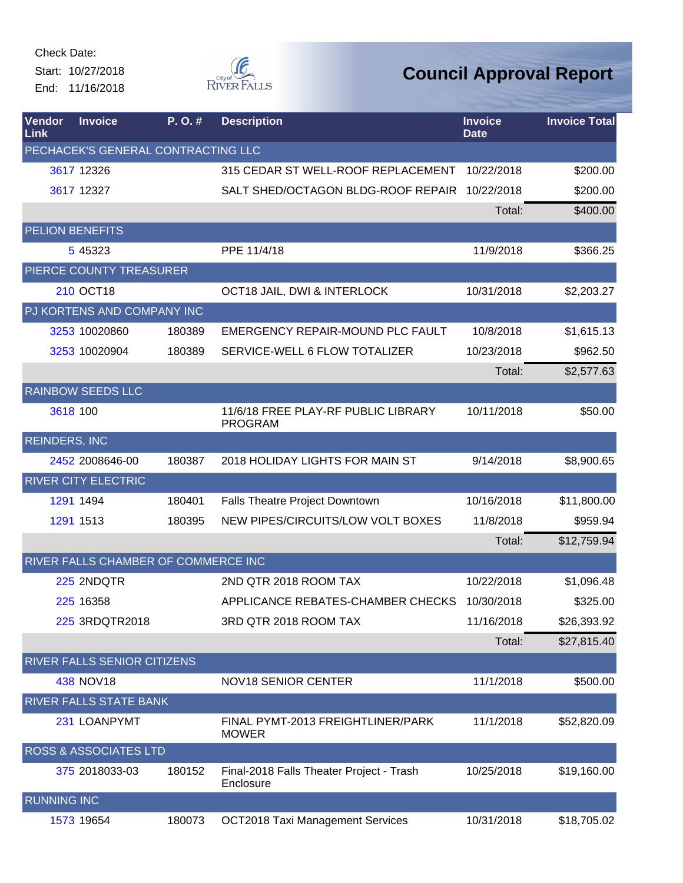Check Date:

Start: 10/27/2018

End: 11/16/2018

# Council Approval Report

| Vendor Link | Invoice | P. O. # | Description | Invoice Date | Invoice Total |
|---|---|---|---|---|---|
| PECHACEK'S GENERAL CONTRACTING LLC | | | | | |
| 3617 | 12326 | | 315 CEDAR ST WELL-ROOF REPLACEMENT | 10/22/2018 | $200.00 |
| 3617 | 12327 | | SALT SHED/OCTAGON BLDG-ROOF REPAIR | 10/22/2018 | $200.00 |
| | | | | Total: | $400.00 |
| PELION BENEFITS | | | | | |
| 5 | 45323 | | PPE 11/4/18 | 11/9/2018 | $366.25 |
| PIERCE COUNTY TREASURER | | | | | |
| 210 | OCT18 | | OCT18 JAIL, DWI & INTERLOCK | 10/31/2018 | $2,203.27 |
| PJ KORTENS AND COMPANY INC | | | | | |
| 3253 | 10020860 | 180389 | EMERGENCY REPAIR-MOUND PLC FAULT | 10/8/2018 | $1,615.13 |
| 3253 | 10020904 | 180389 | SERVICE-WELL 6 FLOW TOTALIZER | 10/23/2018 | $962.50 |
| | | | | Total: | $2,577.63 |
| RAINBOW SEEDS LLC | | | | | |
| 3618 | 100 | | 11/6/18 FREE PLAY-RF PUBLIC LIBRARY PROGRAM | 10/11/2018 | $50.00 |
| REINDERS, INC | | | | | |
| 2452 | 2008646-00 | 180387 | 2018 HOLIDAY LIGHTS FOR MAIN ST | 9/14/2018 | $8,900.65 |
| RIVER CITY ELECTRIC | | | | | |
| 1291 | 1494 | 180401 | Falls Theatre Project Downtown | 10/16/2018 | $11,800.00 |
| 1291 | 1513 | 180395 | NEW PIPES/CIRCUITS/LOW VOLT BOXES | 11/8/2018 | $959.94 |
| | | | | Total: | $12,759.94 |
| RIVER FALLS CHAMBER OF COMMERCE INC | | | | | |
| 225 | 2NDQTR | | 2ND QTR 2018 ROOM TAX | 10/22/2018 | $1,096.48 |
| 225 | 16358 | | APPLICANCE REBATES-CHAMBER CHECKS | 10/30/2018 | $325.00 |
| 225 | 3RDQTR2018 | | 3RD QTR 2018 ROOM TAX | 11/16/2018 | $26,393.92 |
| | | | | Total: | $27,815.40 |
| RIVER FALLS SENIOR CITIZENS | | | | | |
| 438 | NOV18 | | NOV18 SENIOR CENTER | 11/1/2018 | $500.00 |
| RIVER FALLS STATE BANK | | | | | |
| 231 | LOANPYMT | | FINAL PYMT-2013 FREIGHTLINER/PARK MOWER | 11/1/2018 | $52,820.09 |
| ROSS & ASSOCIATES LTD | | | | | |
| 375 | 2018033-03 | 180152 | Final-2018 Falls Theater Project - Trash Enclosure | 10/25/2018 | $19,160.00 |
| RUNNING INC | | | | | |
| 1573 | 19654 | 180073 | OCT2018 Taxi Management Services | 10/31/2018 | $18,705.02 |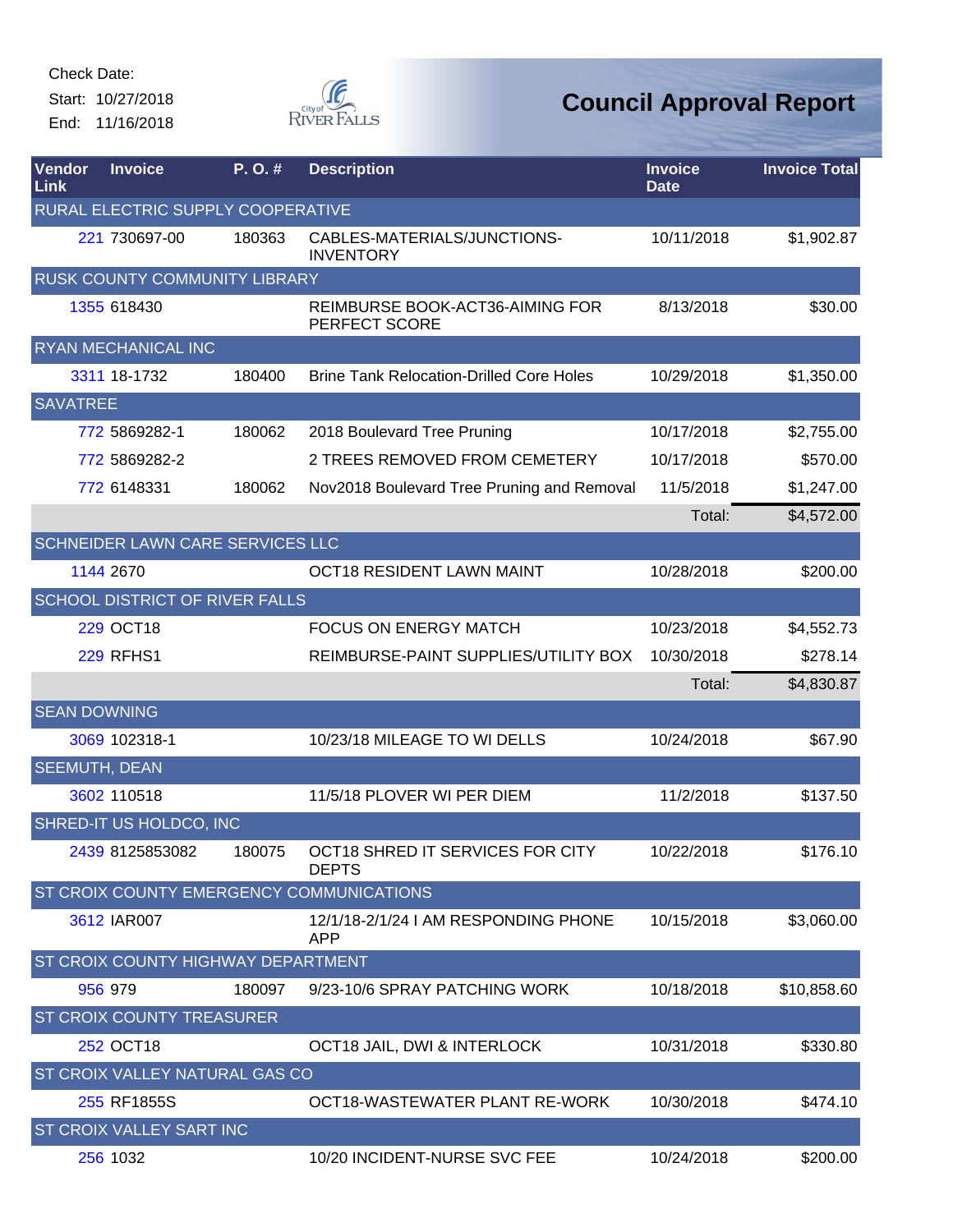Check Date:

Start: 10/27/2018

End: 11/16/2018

# Council Approval Report

| Vendor Link | Invoice | P. O. # | Description | Invoice Date | Invoice Total |
|---|---|---|---|---|---|
| RURAL ELECTRIC SUPPLY COOPERATIVE | | | | | |
| 221 | 730697-00 | 180363 | CABLES-MATERIALS/JUNCTIONS-INVENTORY | 10/11/2018 | $1,902.87 |
| RUSK COUNTY COMMUNITY LIBRARY | | | | | |
| 1355 | 618430 | | REIMBURSE BOOK-ACT36-AIMING FOR PERFECT SCORE | 8/13/2018 | $30.00 |
| RYAN MECHANICAL INC | | | | | |
| 3311 | 18-1732 | 180400 | Brine Tank Relocation-Drilled Core Holes | 10/29/2018 | $1,350.00 |
| SAVATREE | | | | | |
| 772 | 5869282-1 | 180062 | 2018 Boulevard Tree Pruning | 10/17/2018 | $2,755.00 |
| 772 | 5869282-2 | | 2 TREES REMOVED FROM CEMETERY | 10/17/2018 | $570.00 |
| 772 | 6148331 | 180062 | Nov2018 Boulevard Tree Pruning and Removal | 11/5/2018 | $1,247.00 |
| | | | | Total: | $4,572.00 |
| SCHNEIDER LAWN CARE SERVICES LLC | | | | | |
| 1144 | 2670 | | OCT18 RESIDENT LAWN MAINT | 10/28/2018 | $200.00 |
| SCHOOL DISTRICT OF RIVER FALLS | | | | | |
| 229 | OCT18 | | FOCUS ON ENERGY MATCH | 10/23/2018 | $4,552.73 |
| 229 | RFHS1 | | REIMBURSE-PAINT SUPPLIES/UTILITY BOX | 10/30/2018 | $278.14 |
| | | | | Total: | $4,830.87 |
| SEAN DOWNING | | | | | |
| 3069 | 102318-1 | | 10/23/18 MILEAGE TO WI DELLS | 10/24/2018 | $67.90 |
| SEEMUTH, DEAN | | | | | |
| 3602 | 110518 | | 11/5/18 PLOVER WI PER DIEM | 11/2/2018 | $137.50 |
| SHRED-IT US HOLDCO, INC | | | | | |
| 2439 | 8125853082 | 180075 | OCT18 SHRED IT SERVICES FOR CITY DEPTS | 10/22/2018 | $176.10 |
| ST CROIX COUNTY EMERGENCY COMMUNICATIONS | | | | | |
| 3612 | IAR007 | | 12/1/18-2/1/24 I AM RESPONDING PHONE APP | 10/15/2018 | $3,060.00 |
| ST CROIX COUNTY HIGHWAY DEPARTMENT | | | | | |
| 956 | 979 | 180097 | 9/23-10/6 SPRAY PATCHING WORK | 10/18/2018 | $10,858.60 |
| ST CROIX COUNTY TREASURER | | | | | |
| 252 | OCT18 | | OCT18 JAIL, DWI & INTERLOCK | 10/31/2018 | $330.80 |
| ST CROIX VALLEY NATURAL GAS CO | | | | | |
| 255 | RF1855S | | OCT18-WASTEWATER PLANT RE-WORK | 10/30/2018 | $474.10 |
| ST CROIX VALLEY SART INC | | | | | |
| 256 | 1032 | | 10/20 INCIDENT-NURSE SVC FEE | 10/24/2018 | $200.00 |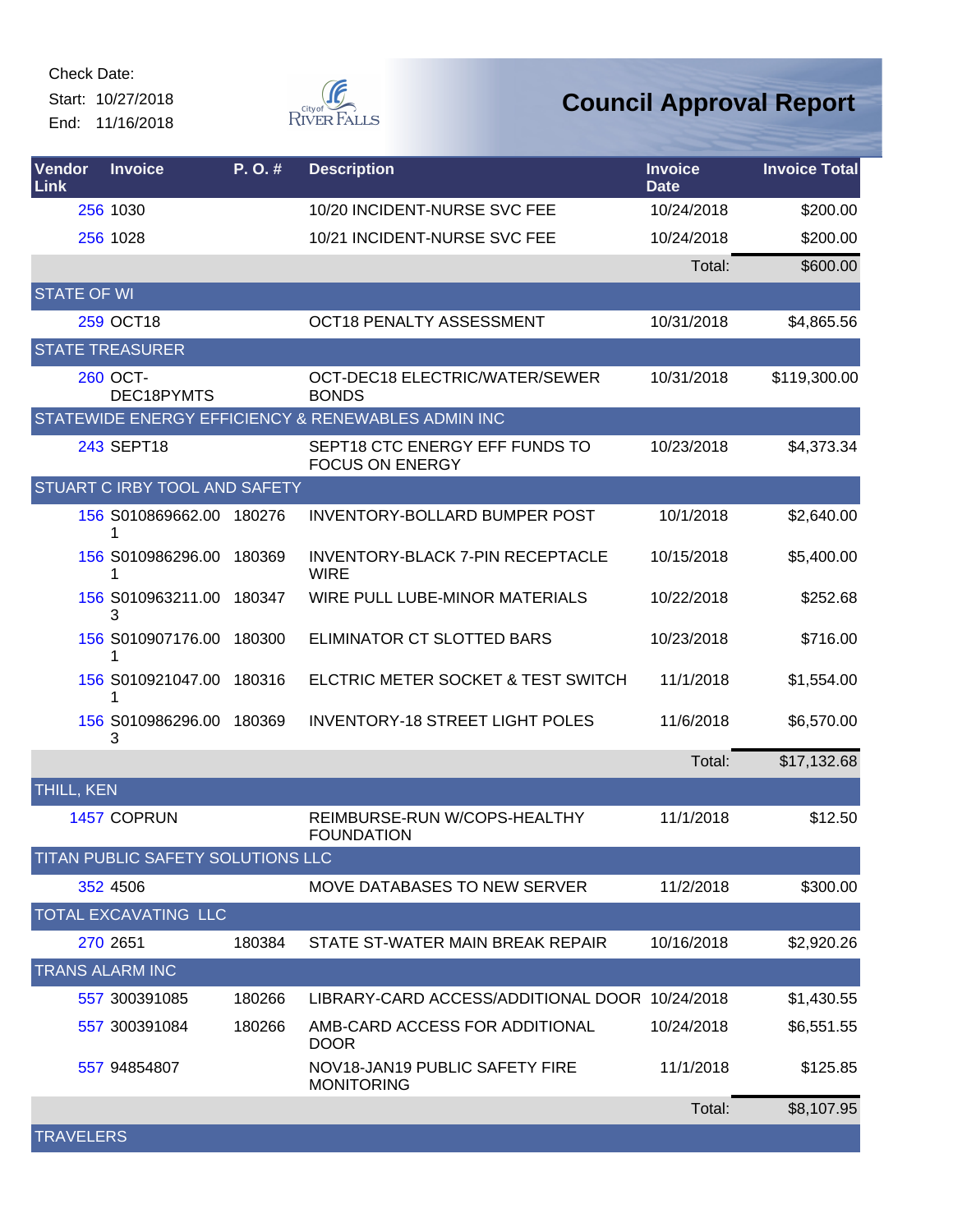Check Date:
Start: 10/27/2018
End: 11/16/2018

# Council Approval Report

| Vendor Link | Invoice | P. O. # | Description | Invoice Date | Invoice Total |
|---|---|---|---|---|---|
| 256 | 1030 | | 10/20 INCIDENT-NURSE SVC FEE | 10/24/2018 | $200.00 |
| 256 | 1028 | | 10/21 INCIDENT-NURSE SVC FEE | 10/24/2018 | $200.00 |
| | | | | Total: | $600.00 |
| STATE OF WI | | | | | |
| 259 | OCT18 | | OCT18 PENALTY ASSESSMENT | 10/31/2018 | $4,865.56 |
| STATE TREASURER | | | | | |
| 260 | OCT-DEC18PYMTS | | OCT-DEC18 ELECTRIC/WATER/SEWER BONDS | 10/31/2018 | $119,300.00 |
| STATEWIDE ENERGY EFFICIENCY & RENEWABLES ADMIN INC | | | | | |
| 243 | SEPT18 | | SEPT18 CTC ENERGY EFF FUNDS TO FOCUS ON ENERGY | 10/23/2018 | $4,373.34 |
| STUART C IRBY TOOL AND SAFETY | | | | | |
| 156 | S010869662.001 | 180276 | INVENTORY-BOLLARD BUMPER POST | 10/1/2018 | $2,640.00 |
| 156 | S010986296.001 | 180369 | INVENTORY-BLACK 7-PIN RECEPTACLE WIRE | 10/15/2018 | $5,400.00 |
| 156 | S010963211.003 | 180347 | WIRE PULL LUBE-MINOR MATERIALS | 10/22/2018 | $252.68 |
| 156 | S010907176.001 | 180300 | ELIMINATOR CT SLOTTED BARS | 10/23/2018 | $716.00 |
| 156 | S010921047.001 | 180316 | ELCTRIC METER SOCKET & TEST SWITCH | 11/1/2018 | $1,554.00 |
| 156 | S010986296.003 | 180369 | INVENTORY-18 STREET LIGHT POLES | 11/6/2018 | $6,570.00 |
| | | | | Total: | $17,132.68 |
| THILL, KEN | | | | | |
| 1457 | COPRUN | | REIMBURSE-RUN W/COPS-HEALTHY FOUNDATION | 11/1/2018 | $12.50 |
| TITAN PUBLIC SAFETY SOLUTIONS LLC | | | | | |
| 352 | 4506 | | MOVE DATABASES TO NEW SERVER | 11/2/2018 | $300.00 |
| TOTAL EXCAVATING LLC | | | | | |
| 270 | 2651 | 180384 | STATE ST-WATER MAIN BREAK REPAIR | 10/16/2018 | $2,920.26 |
| TRANS ALARM INC | | | | | |
| 557 | 300391085 | 180266 | LIBRARY-CARD ACCESS/ADDITIONAL DOOR | 10/24/2018 | $1,430.55 |
| 557 | 300391084 | 180266 | AMB-CARD ACCESS FOR ADDITIONAL DOOR | 10/24/2018 | $6,551.55 |
| 557 | 94854807 | | NOV18-JAN19 PUBLIC SAFETY FIRE MONITORING | 11/1/2018 | $125.85 |
| | | | | Total: | $8,107.95 |
| TRAVELERS | | | | | |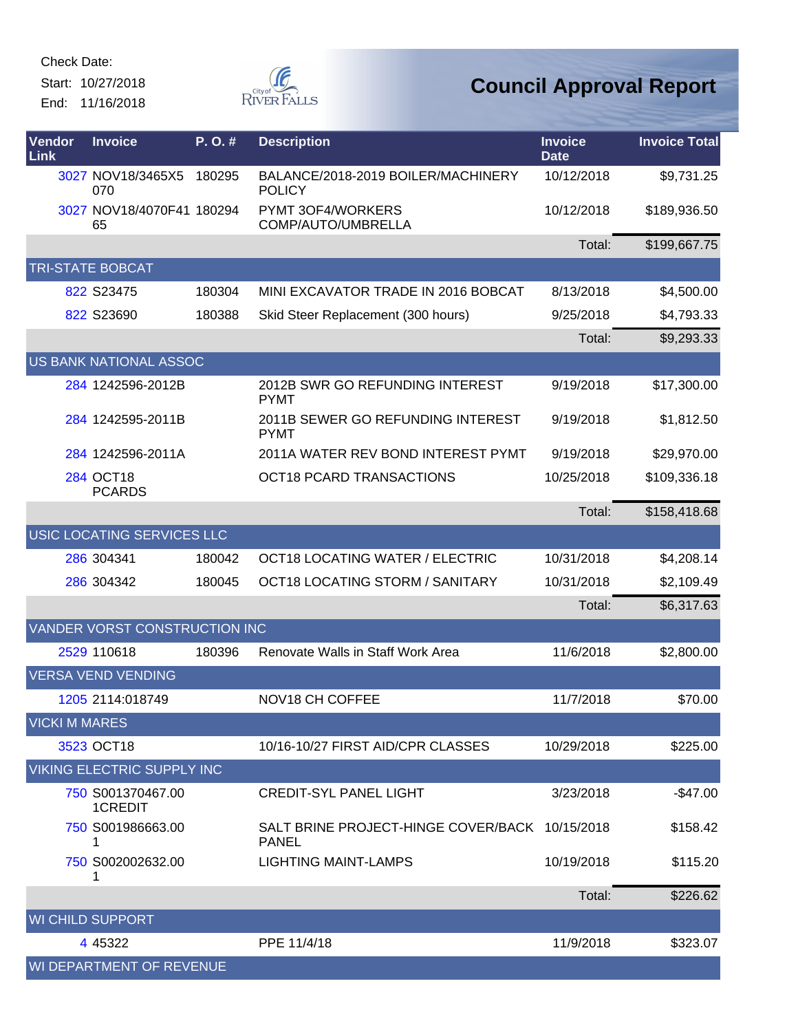Check Date:
Start: 10/27/2018
End: 11/16/2018

# Council Approval Report

| Vendor Link | Invoice | P. O. # | Description | Invoice Date | Invoice Total |
|---|---|---|---|---|---|
| 3027 | NOV18/3465X5070 | 180295 | BALANCE/2018-2019 BOILER/MACHINERY POLICY | 10/12/2018 | $9,731.25 |
| 3027 | NOV18/4070F4165 | 180294 | PYMT 3OF4/WORKERS COMP/AUTO/UMBRELLA | 10/12/2018 | $189,936.50 |
| | | | | Total: | $199,667.75 |
| **TRI-STATE BOBCAT** | | | | | |
| 822 | S23475 | 180304 | MINI EXCAVATOR TRADE IN 2016 BOBCAT | 8/13/2018 | $4,500.00 |
| 822 | S23690 | 180388 | Skid Steer Replacement (300 hours) | 9/25/2018 | $4,793.33 |
| | | | | Total: | $9,293.33 |
| **US BANK NATIONAL ASSOC** | | | | | |
| 284 | 1242596-2012B | | 2012B SWR GO REFUNDING INTEREST PYMT | 9/19/2018 | $17,300.00 |
| 284 | 1242595-2011B | | 2011B SEWER GO REFUNDING INTEREST PYMT | 9/19/2018 | $1,812.50 |
| 284 | 1242596-2011A | | 2011A WATER REV BOND INTEREST PYMT | 9/19/2018 | $29,970.00 |
| 284 | OCT18 PCARDS | | OCT18 PCARD TRANSACTIONS | 10/25/2018 | $109,336.18 |
| | | | | Total: | $158,418.68 |
| **USIC LOCATING SERVICES LLC** | | | | | |
| 286 | 304341 | 180042 | OCT18 LOCATING WATER / ELECTRIC | 10/31/2018 | $4,208.14 |
| 286 | 304342 | 180045 | OCT18 LOCATING STORM / SANITARY | 10/31/2018 | $2,109.49 |
| | | | | Total: | $6,317.63 |
| **VANDER VORST CONSTRUCTION INC** | | | | | |
| 2529 | 110618 | 180396 | Renovate Walls in Staff Work Area | 11/6/2018 | $2,800.00 |
| **VERSA VEND VENDING** | | | | | |
| 1205 | 2114:018749 | | NOV18 CH COFFEE | 11/7/2018 | $70.00 |
| **VICKI M MARES** | | | | | |
| 3523 | OCT18 | | 10/16-10/27 FIRST AID/CPR CLASSES | 10/29/2018 | $225.00 |
| **VIKING ELECTRIC SUPPLY INC** | | | | | |
| 750 | S001370467.001CREDIT | | CREDIT-SYL PANEL LIGHT | 3/23/2018 | -$47.00 |
| 750 | S001986663.001 | | SALT BRINE PROJECT-HINGE COVER/BACK PANEL | 10/15/2018 | $158.42 |
| 750 | S002002632.001 | | LIGHTING MAINT-LAMPS | 10/19/2018 | $115.20 |
| | | | | Total: | $226.62 |
| **WI CHILD SUPPORT** | | | | | |
| 4 | 45322 | | PPE 11/4/18 | 11/9/2018 | $323.07 |
| **WI DEPARTMENT OF REVENUE** | | | | | |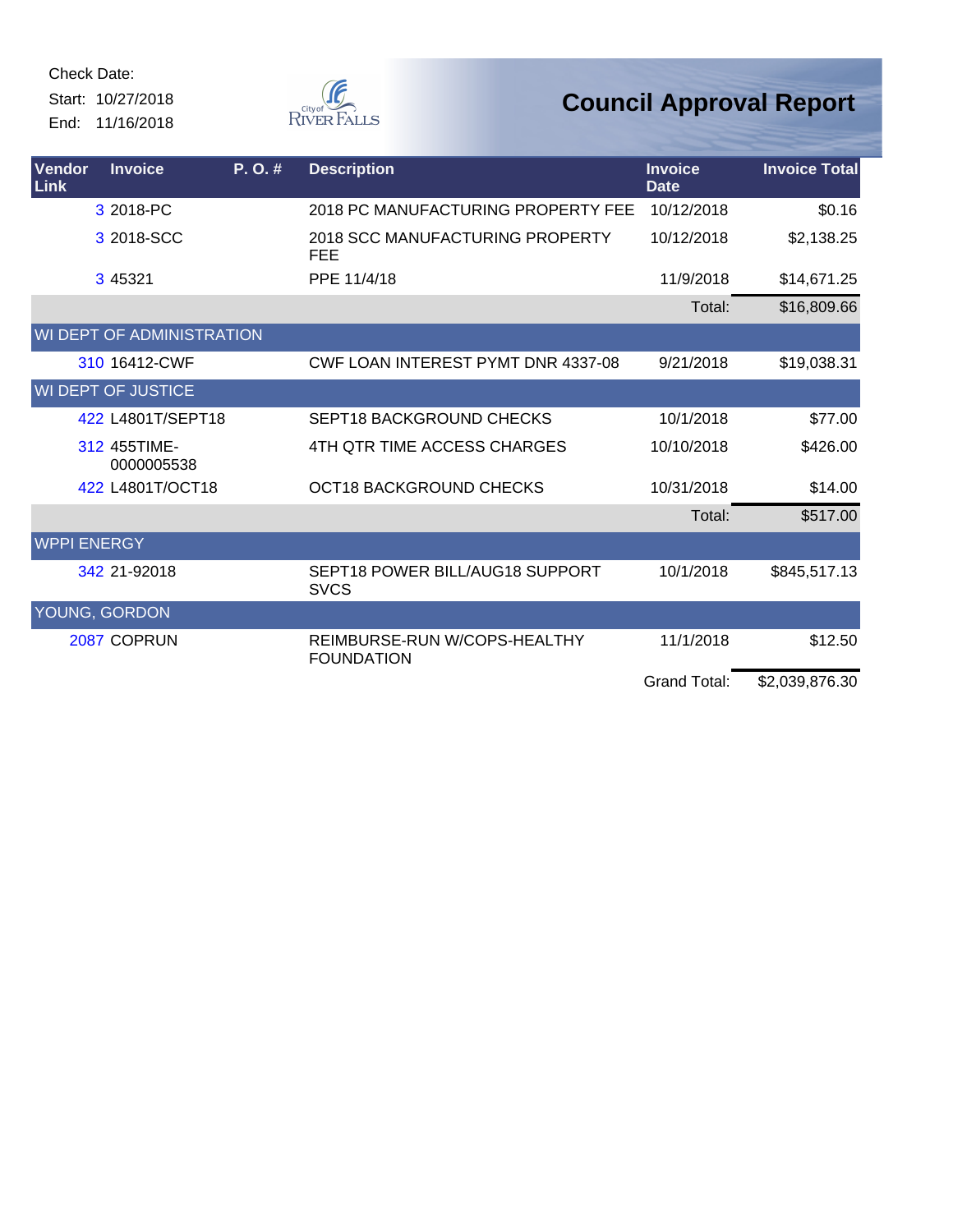Check Date:
Start: 10/27/2018
End: 11/16/2018

City of RIVER FALLS

# Council Approval Report

| Vendor Link | Invoice | P. O. # | Description | Invoice Date | Invoice Total |
|---|---|---|---|---|---|
| 3 | 2018-PC | | 2018 PC MANUFACTURING PROPERTY FEE | 10/12/2018 | $0.16 |
| 3 | 2018-SCC | | 2018 SCC MANUFACTURING PROPERTY FEE | 10/12/2018 | $2,138.25 |
| 3 | 45321 | | PPE 11/4/18 | 11/9/2018 | $14,671.25 |
| | | | | Total: | $16,809.66 |
| WI DEPT OF ADMINISTRATION | | | | | |
| 310 | 16412-CWF | | CWF LOAN INTEREST PYMT DNR 4337-08 | 9/21/2018 | $19,038.31 |
| WI DEPT OF JUSTICE | | | | | |
| 422 | L4801T/SEPT18 | | SEPT18 BACKGROUND CHECKS | 10/1/2018 | $77.00 |
| 312 | 455TIME-0000005538 | | 4TH QTR TIME ACCESS CHARGES | 10/10/2018 | $426.00 |
| 422 | L4801T/OCT18 | | OCT18 BACKGROUND CHECKS | 10/31/2018 | $14.00 |
| | | | | Total: | $517.00 |
| WPPI ENERGY | | | | | |
| 342 | 21-92018 | | SEPT18 POWER BILL/AUG18 SUPPORT SVCS | 10/1/2018 | $845,517.13 |
| YOUNG, GORDON | | | | | |
| 2087 | COPRUN | | REIMBURSE-RUN W/COPS-HEALTHY FOUNDATION | 11/1/2018 | $12.50 |
| | | | | Grand Total: | $2,039,876.30 |